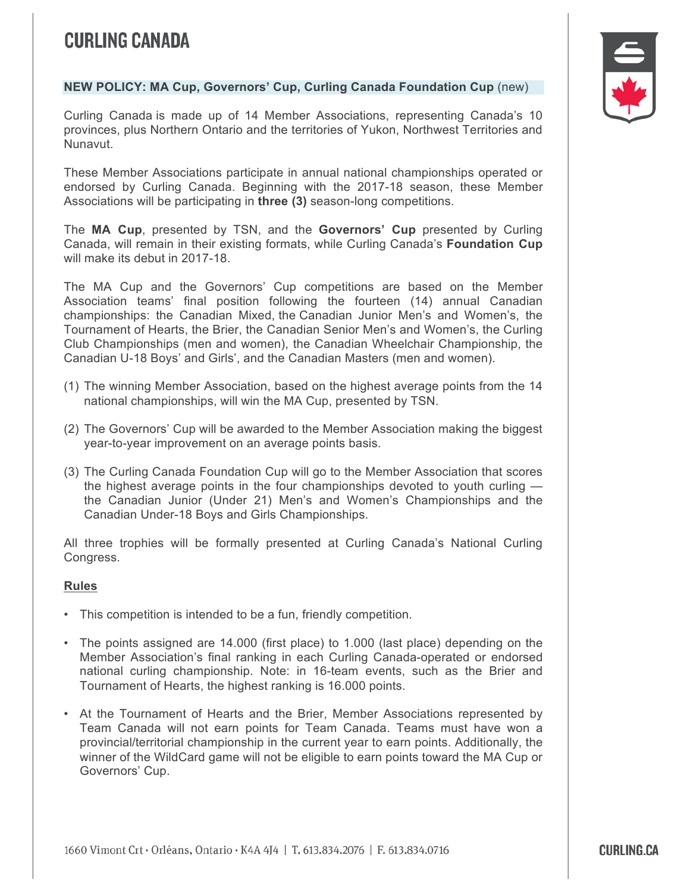# CURLING CANADA

**NEW POLICY: MA Cup, Governors' Cup, Curling Canada Foundation Cup** (new)

Curling Canada is made up of 14 Member Associations, representing Canada's 10 provinces, plus Northern Ontario and the territories of Yukon, Northwest Territories and Nunavut.

These Member Associations participate in annual national championships operated or endorsed by Curling Canada. Beginning with the 2017-18 season, these Member Associations will be participating in **three (3)** season-long competitions.

The **MA Cup**, presented by TSN, and the **Governors' Cup** presented by Curling Canada, will remain in their existing formats, while Curling Canada's **Foundation Cup** will make its debut in 2017-18.

The MA Cup and the Governors' Cup competitions are based on the Member Association teams' final position following the fourteen (14) annual Canadian championships: the Canadian Mixed, the Canadian Junior Men's and Women's, the Tournament of Hearts, the Brier, the Canadian Senior Men's and Women's, the Curling Club Championships (men and women), the Canadian Wheelchair Championship, the Canadian U-18 Boys' and Girls', and the Canadian Masters (men and women).

(1) The winning Member Association, based on the highest average points from the 14 national championships, will win the MA Cup, presented by TSN.

(2) The Governors' Cup will be awarded to the Member Association making the biggest year-to-year improvement on an average points basis.

(3) The Curling Canada Foundation Cup will go to the Member Association that scores the highest average points in the four championships devoted to youth curling — the Canadian Junior (Under 21) Men's and Women's Championships and the Canadian Under-18 Boys and Girls Championships.

All three trophies will be formally presented at Curling Canada's National Curling Congress.

## Rules

- This competition is intended to be a fun, friendly competition.
- The points assigned are 14.000 (first place) to 1.000 (last place) depending on the Member Association's final ranking in each Curling Canada-operated or endorsed national curling championship. Note: in 16-team events, such as the Brier and Tournament of Hearts, the highest ranking is 16.000 points.
- At the Tournament of Hearts and the Brier, Member Associations represented by Team Canada will not earn points for Team Canada. Teams must have won a provincial/territorial championship in the current year to earn points. Additionally, the winner of the WildCard game will not be eligible to earn points toward the MA Cup or Governors' Cup.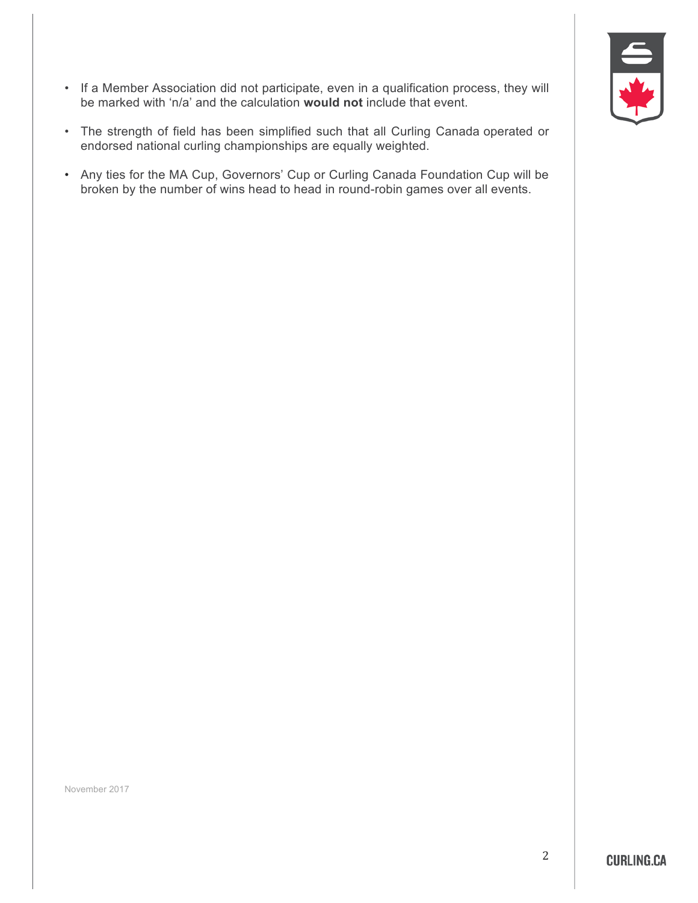- If a Member Association did not participate, even in a qualification process, they will be marked with ‘n/a’ and the calculation **would not** include that event.
- The strength of field has been simplified such that all Curling Canada operated or endorsed national curling championships are equally weighted.
- Any ties for the MA Cup, Governors’ Cup or Curling Canada Foundation Cup will be broken by the number of wins head to head in round-robin games over all events.

November 2017